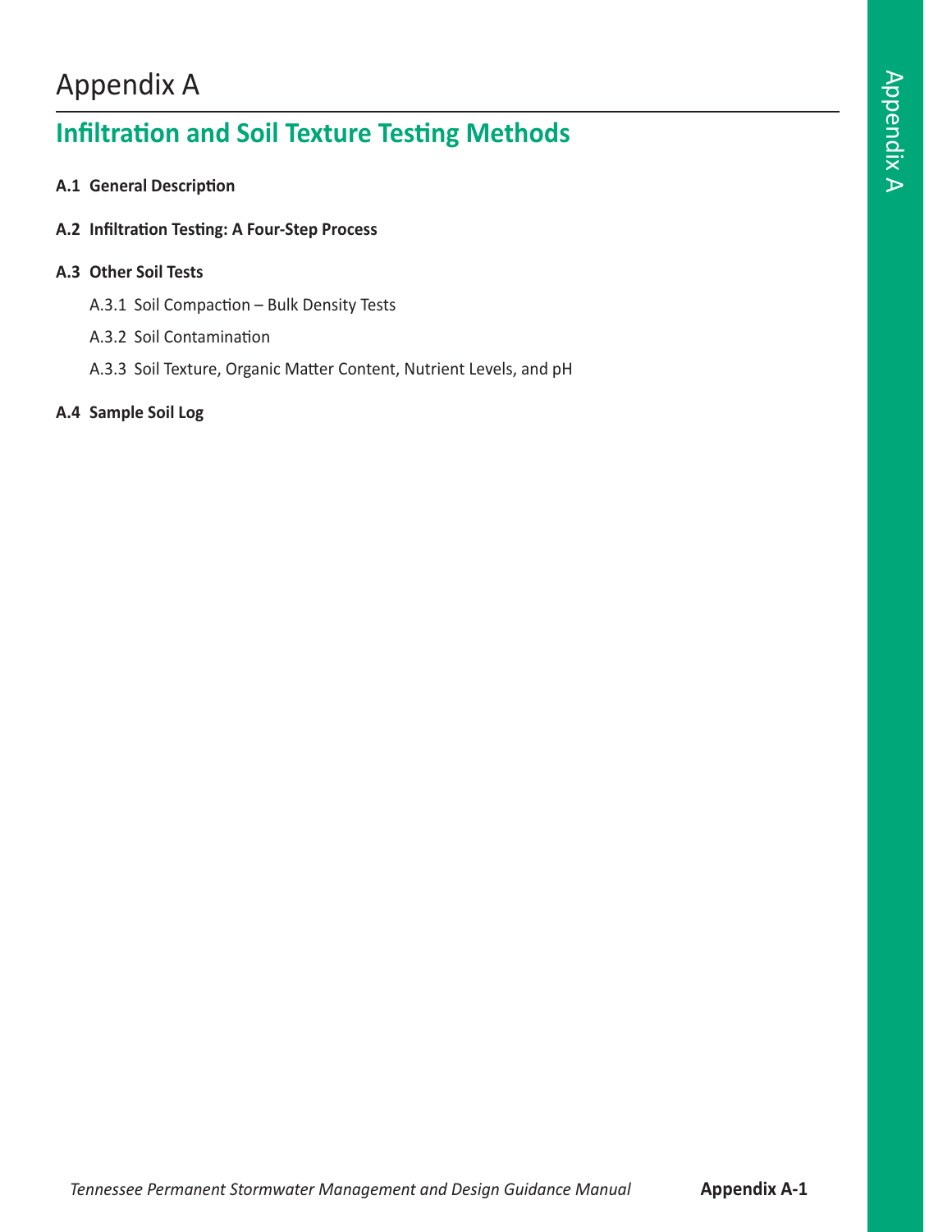# Appendix A

## Infiltration and Soil Texture Testing Methods

**A.1 General Description**

**A.2 Infiltration Testing: A Four-Step Process**

**A.3 Other Soil Tests**

- A.3.1 Soil Compaction – Bulk Density Tests
- A.3.2 Soil Contamination
- A.3.3 Soil Texture, Organic Matter Content, Nutrient Levels, and pH

**A.4 Sample Soil Log**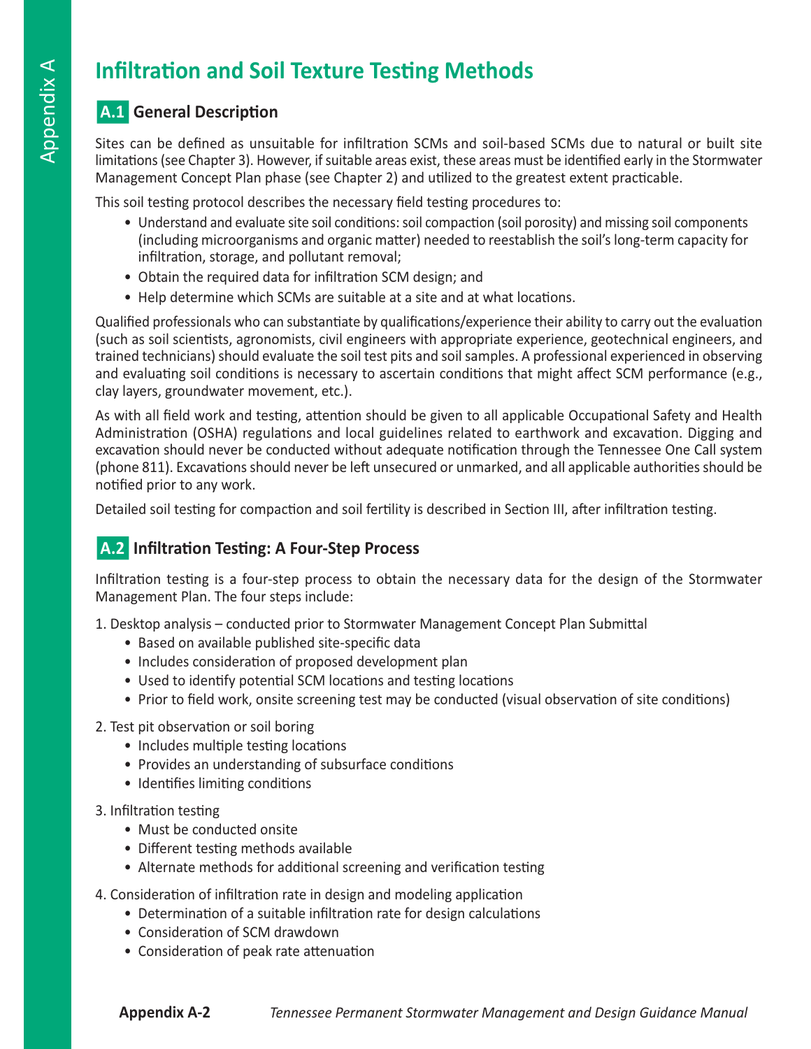# Infiltration and Soil Texture Testing Methods

## A.1 General Description

Sites can be defined as unsuitable for infiltration SCMs and soil-based SCMs due to natural or built site limitations (see Chapter 3). However, if suitable areas exist, these areas must be identified early in the Stormwater Management Concept Plan phase (see Chapter 2) and utilized to the greatest extent practicable.

This soil testing protocol describes the necessary field testing procedures to:

- Understand and evaluate site soil conditions: soil compaction (soil porosity) and missing soil components (including microorganisms and organic matter) needed to reestablish the soil's long-term capacity for infiltration, storage, and pollutant removal;
- Obtain the required data for infiltration SCM design; and
- Help determine which SCMs are suitable at a site and at what locations.

Qualified professionals who can substantiate by qualifications/experience their ability to carry out the evaluation (such as soil scientists, agronomists, civil engineers with appropriate experience, geotechnical engineers, and trained technicians) should evaluate the soil test pits and soil samples. A professional experienced in observing and evaluating soil conditions is necessary to ascertain conditions that might affect SCM performance (e.g., clay layers, groundwater movement, etc.).

As with all field work and testing, attention should be given to all applicable Occupational Safety and Health Administration (OSHA) regulations and local guidelines related to earthwork and excavation. Digging and excavation should never be conducted without adequate notification through the Tennessee One Call system (phone 811). Excavations should never be left unsecured or unmarked, and all applicable authorities should be notified prior to any work.

Detailed soil testing for compaction and soil fertility is described in Section III, after infiltration testing.

## A.2 Infiltration Testing: A Four-Step Process

Infiltration testing is a four-step process to obtain the necessary data for the design of the Stormwater Management Plan. The four steps include:

1. Desktop analysis – conducted prior to Stormwater Management Concept Plan Submittal
   - Based on available published site-specific data
   - Includes consideration of proposed development plan
   - Used to identify potential SCM locations and testing locations
   - Prior to field work, onsite screening test may be conducted (visual observation of site conditions)
2. Test pit observation or soil boring
   - Includes multiple testing locations
   - Provides an understanding of subsurface conditions
   - Identifies limiting conditions
3. Infiltration testing
   - Must be conducted onsite
   - Different testing methods available
   - Alternate methods for additional screening and verification testing
4. Consideration of infiltration rate in design and modeling application
   - Determination of a suitable infiltration rate for design calculations
   - Consideration of SCM drawdown
   - Consideration of peak rate attenuation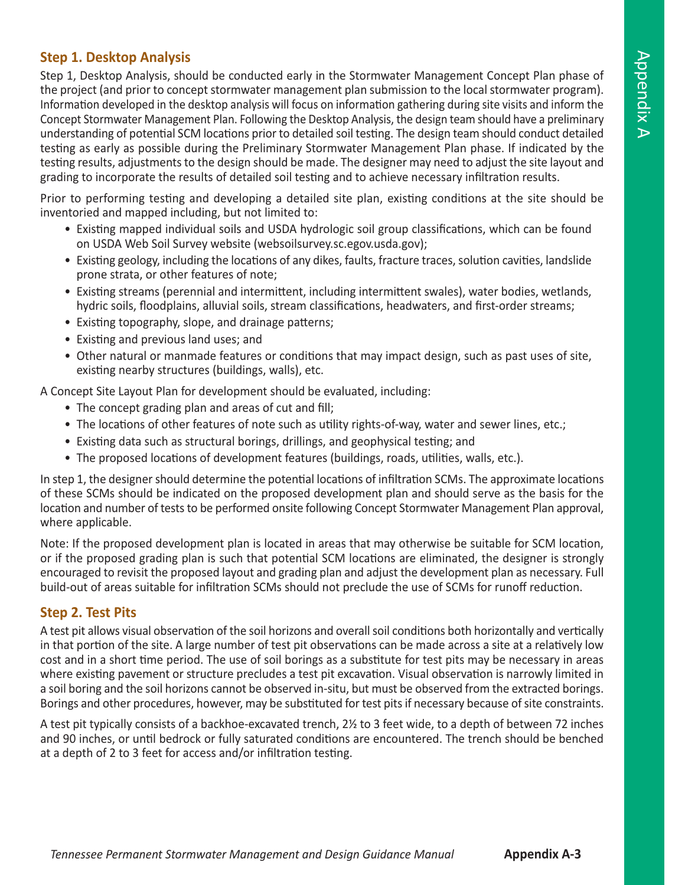### Step 1. Desktop Analysis

Step 1, Desktop Analysis, should be conducted early in the Stormwater Management Concept Plan phase of the project (and prior to concept stormwater management plan submission to the local stormwater program). Information developed in the desktop analysis will focus on information gathering during site visits and inform the Concept Stormwater Management Plan. Following the Desktop Analysis, the design team should have a preliminary understanding of potential SCM locations prior to detailed soil testing. The design team should conduct detailed testing as early as possible during the Preliminary Stormwater Management Plan phase. If indicated by the testing results, adjustments to the design should be made. The designer may need to adjust the site layout and grading to incorporate the results of detailed soil testing and to achieve necessary infiltration results.

Prior to performing testing and developing a detailed site plan, existing conditions at the site should be inventoried and mapped including, but not limited to:

- Existing mapped individual soils and USDA hydrologic soil group classifications, which can be found on USDA Web Soil Survey website (websoilsurvey.sc.egov.usda.gov);
- Existing geology, including the locations of any dikes, faults, fracture traces, solution cavities, landslide prone strata, or other features of note;
- Existing streams (perennial and intermittent, including intermittent swales), water bodies, wetlands, hydric soils, floodplains, alluvial soils, stream classifications, headwaters, and first-order streams;
- Existing topography, slope, and drainage patterns;
- Existing and previous land uses; and
- Other natural or manmade features or conditions that may impact design, such as past uses of site, existing nearby structures (buildings, walls), etc.

A Concept Site Layout Plan for development should be evaluated, including:

- The concept grading plan and areas of cut and fill;
- The locations of other features of note such as utility rights-of-way, water and sewer lines, etc.;
- Existing data such as structural borings, drillings, and geophysical testing; and
- The proposed locations of development features (buildings, roads, utilities, walls, etc.).

In step 1, the designer should determine the potential locations of infiltration SCMs. The approximate locations of these SCMs should be indicated on the proposed development plan and should serve as the basis for the location and number of tests to be performed onsite following Concept Stormwater Management Plan approval, where applicable.

Note: If the proposed development plan is located in areas that may otherwise be suitable for SCM location, or if the proposed grading plan is such that potential SCM locations are eliminated, the designer is strongly encouraged to revisit the proposed layout and grading plan and adjust the development plan as necessary. Full build-out of areas suitable for infiltration SCMs should not preclude the use of SCMs for runoff reduction.

### Step 2. Test Pits

A test pit allows visual observation of the soil horizons and overall soil conditions both horizontally and vertically in that portion of the site. A large number of test pit observations can be made across a site at a relatively low cost and in a short time period. The use of soil borings as a substitute for test pits may be necessary in areas where existing pavement or structure precludes a test pit excavation. Visual observation is narrowly limited in a soil boring and the soil horizons cannot be observed in-situ, but must be observed from the extracted borings. Borings and other procedures, however, may be substituted for test pits if necessary because of site constraints.

A test pit typically consists of a backhoe-excavated trench, 2½ to 3 feet wide, to a depth of between 72 inches and 90 inches, or until bedrock or fully saturated conditions are encountered. The trench should be benched at a depth of 2 to 3 feet for access and/or infiltration testing.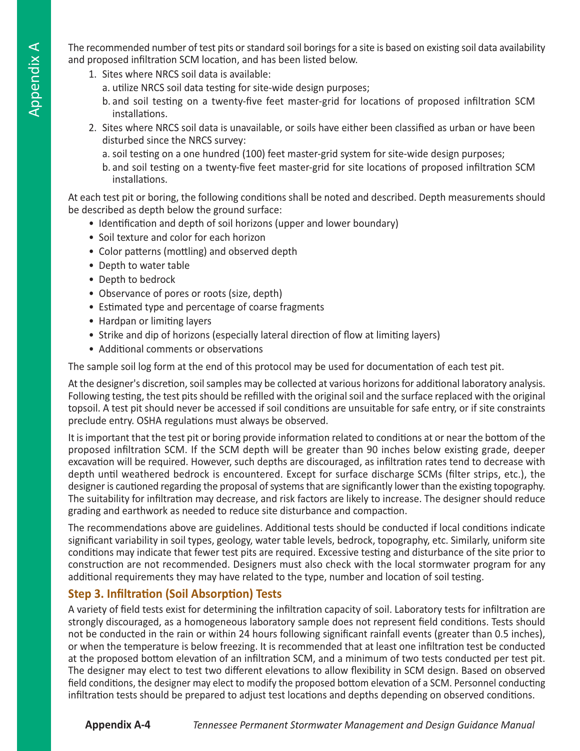The recommended number of test pits or standard soil borings for a site is based on existing soil data availability and proposed infiltration SCM location, and has been listed below.

1. Sites where NRCS soil data is available:
   a. utilize NRCS soil data testing for site-wide design purposes;
   b. and soil testing on a twenty-five feet master-grid for locations of proposed infiltration SCM installations.
2. Sites where NRCS soil data is unavailable, or soils have either been classified as urban or have been disturbed since the NRCS survey:
   a. soil testing on a one hundred (100) feet master-grid system for site-wide design purposes;
   b. and soil testing on a twenty-five feet master-grid for site locations of proposed infiltration SCM installations.

At each test pit or boring, the following conditions shall be noted and described. Depth measurements should be described as depth below the ground surface:

- Identification and depth of soil horizons (upper and lower boundary)
- Soil texture and color for each horizon
- Color patterns (mottling) and observed depth
- Depth to water table
- Depth to bedrock
- Observance of pores or roots (size, depth)
- Estimated type and percentage of coarse fragments
- Hardpan or limiting layers
- Strike and dip of horizons (especially lateral direction of flow at limiting layers)
- Additional comments or observations

The sample soil log form at the end of this protocol may be used for documentation of each test pit.

At the designer's discretion, soil samples may be collected at various horizons for additional laboratory analysis. Following testing, the test pits should be refilled with the original soil and the surface replaced with the original topsoil. A test pit should never be accessed if soil conditions are unsuitable for safe entry, or if site constraints preclude entry. OSHA regulations must always be observed.

It is important that the test pit or boring provide information related to conditions at or near the bottom of the proposed infiltration SCM. If the SCM depth will be greater than 90 inches below existing grade, deeper excavation will be required. However, such depths are discouraged, as infiltration rates tend to decrease with depth until weathered bedrock is encountered. Except for surface discharge SCMs (filter strips, etc.), the designer is cautioned regarding the proposal of systems that are significantly lower than the existing topography. The suitability for infiltration may decrease, and risk factors are likely to increase. The designer should reduce grading and earthwork as needed to reduce site disturbance and compaction.

The recommendations above are guidelines. Additional tests should be conducted if local conditions indicate significant variability in soil types, geology, water table levels, bedrock, topography, etc. Similarly, uniform site conditions may indicate that fewer test pits are required. Excessive testing and disturbance of the site prior to construction are not recommended. Designers must also check with the local stormwater program for any additional requirements they may have related to the type, number and location of soil testing.

### Step 3. Infiltration (Soil Absorption) Tests

A variety of field tests exist for determining the infiltration capacity of soil. Laboratory tests for infiltration are strongly discouraged, as a homogeneous laboratory sample does not represent field conditions. Tests should not be conducted in the rain or within 24 hours following significant rainfall events (greater than 0.5 inches), or when the temperature is below freezing. It is recommended that at least one infiltration test be conducted at the proposed bottom elevation of an infiltration SCM, and a minimum of two tests conducted per test pit. The designer may elect to test two different elevations to allow flexibility in SCM design. Based on observed field conditions, the designer may elect to modify the proposed bottom elevation of a SCM. Personnel conducting infiltration tests should be prepared to adjust test locations and depths depending on observed conditions.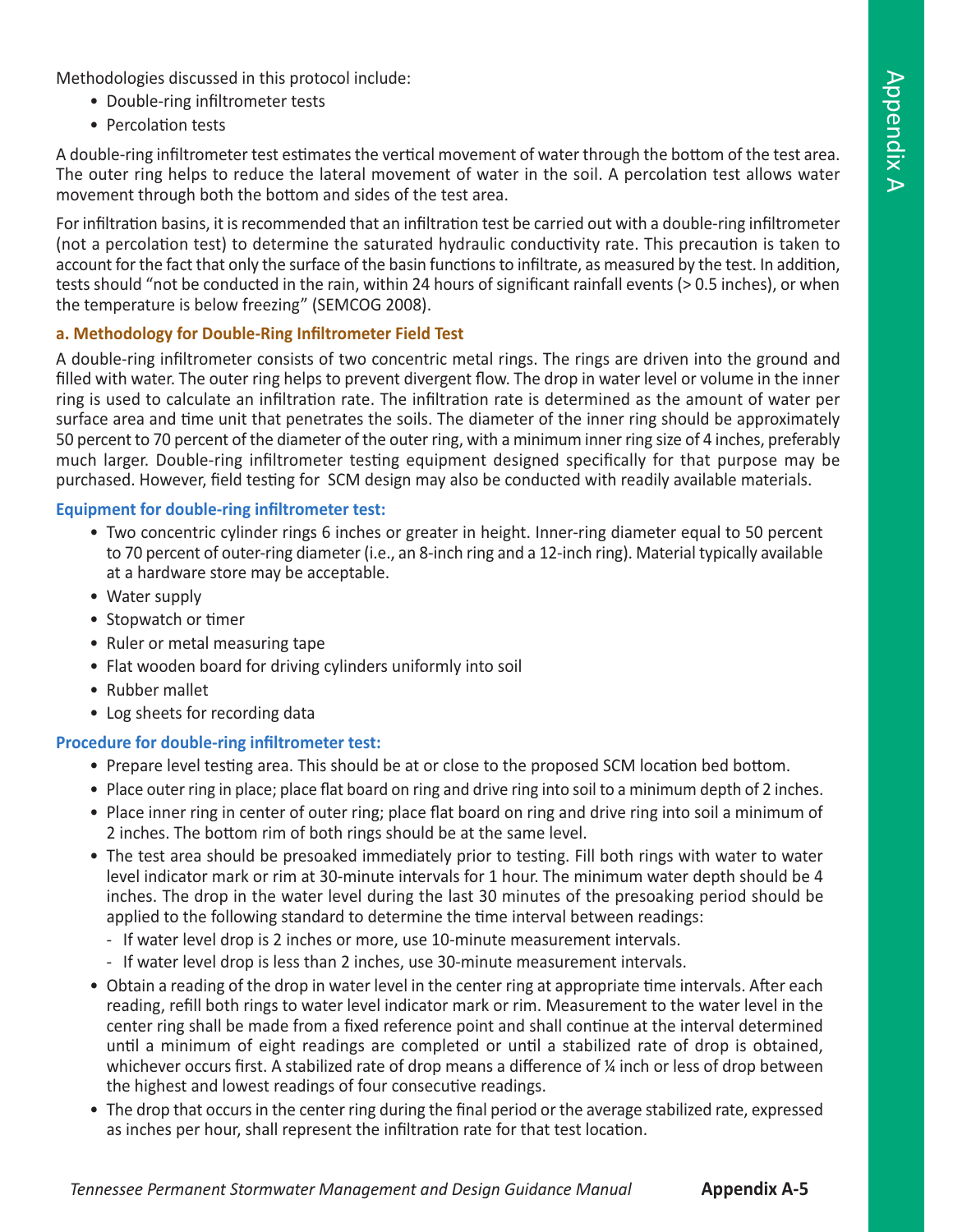Methodologies discussed in this protocol include:

- Double-ring infiltrometer tests
- Percolation tests

A double-ring infiltrometer test estimates the vertical movement of water through the bottom of the test area. The outer ring helps to reduce the lateral movement of water in the soil. A percolation test allows water movement through both the bottom and sides of the test area.

For infiltration basins, it is recommended that an infiltration test be carried out with a double-ring infiltrometer (not a percolation test) to determine the saturated hydraulic conductivity rate. This precaution is taken to account for the fact that only the surface of the basin functions to infiltrate, as measured by the test. In addition, tests should "not be conducted in the rain, within 24 hours of significant rainfall events (> 0.5 inches), or when the temperature is below freezing" (SEMCOG 2008).

### a. Methodology for Double-Ring Infiltrometer Field Test

A double-ring infiltrometer consists of two concentric metal rings. The rings are driven into the ground and filled with water. The outer ring helps to prevent divergent flow. The drop in water level or volume in the inner ring is used to calculate an infiltration rate. The infiltration rate is determined as the amount of water per surface area and time unit that penetrates the soils. The diameter of the inner ring should be approximately 50 percent to 70 percent of the diameter of the outer ring, with a minimum inner ring size of 4 inches, preferably much larger. Double-ring infiltrometer testing equipment designed specifically for that purpose may be purchased. However, field testing for SCM design may also be conducted with readily available materials.

#### Equipment for double-ring infiltrometer test:

- Two concentric cylinder rings 6 inches or greater in height. Inner-ring diameter equal to 50 percent to 70 percent of outer-ring diameter (i.e., an 8-inch ring and a 12-inch ring). Material typically available at a hardware store may be acceptable.
- Water supply
- Stopwatch or timer
- Ruler or metal measuring tape
- Flat wooden board for driving cylinders uniformly into soil
- Rubber mallet
- Log sheets for recording data

#### Procedure for double-ring infiltrometer test:

- Prepare level testing area. This should be at or close to the proposed SCM location bed bottom.
- Place outer ring in place; place flat board on ring and drive ring into soil to a minimum depth of 2 inches.
- Place inner ring in center of outer ring; place flat board on ring and drive ring into soil a minimum of 2 inches. The bottom rim of both rings should be at the same level.
- The test area should be presoaked immediately prior to testing. Fill both rings with water to water level indicator mark or rim at 30-minute intervals for 1 hour. The minimum water depth should be 4 inches. The drop in the water level during the last 30 minutes of the presoaking period should be applied to the following standard to determine the time interval between readings:
  - If water level drop is 2 inches or more, use 10-minute measurement intervals.
  - If water level drop is less than 2 inches, use 30-minute measurement intervals.
- Obtain a reading of the drop in water level in the center ring at appropriate time intervals. After each reading, refill both rings to water level indicator mark or rim. Measurement to the water level in the center ring shall be made from a fixed reference point and shall continue at the interval determined until a minimum of eight readings are completed or until a stabilized rate of drop is obtained, whichever occurs first. A stabilized rate of drop means a difference of ¼ inch or less of drop between the highest and lowest readings of four consecutive readings.
- The drop that occurs in the center ring during the final period or the average stabilized rate, expressed as inches per hour, shall represent the infiltration rate for that test location.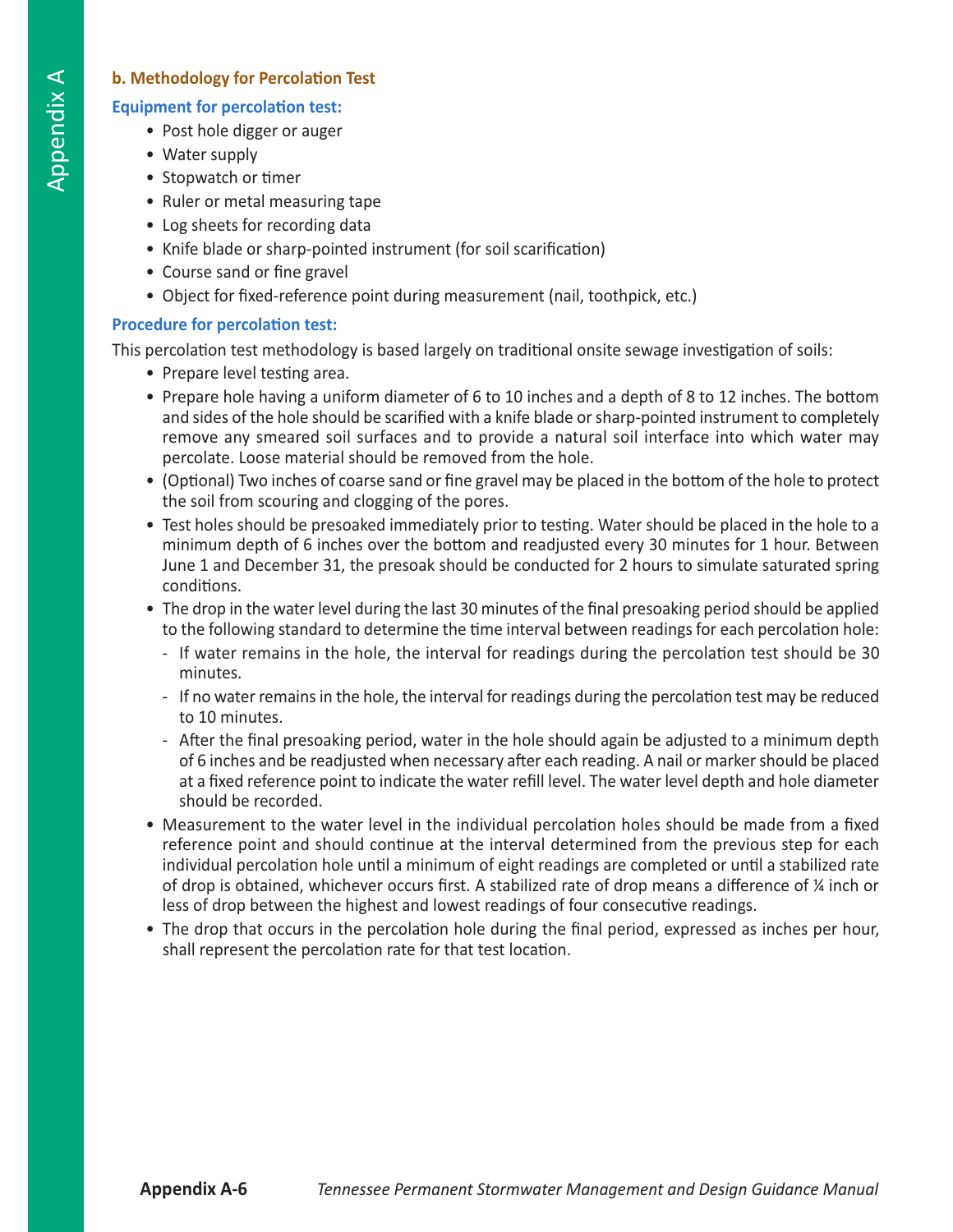### b. Methodology for Percolation Test

**Equipment for percolation test:**

- Post hole digger or auger
- Water supply
- Stopwatch or timer
- Ruler or metal measuring tape
- Log sheets for recording data
- Knife blade or sharp-pointed instrument (for soil scarification)
- Course sand or fine gravel
- Object for fixed-reference point during measurement (nail, toothpick, etc.)

**Procedure for percolation test:**

This percolation test methodology is based largely on traditional onsite sewage investigation of soils:

- Prepare level testing area.
- Prepare hole having a uniform diameter of 6 to 10 inches and a depth of 8 to 12 inches. The bottom and sides of the hole should be scarified with a knife blade or sharp-pointed instrument to completely remove any smeared soil surfaces and to provide a natural soil interface into which water may percolate. Loose material should be removed from the hole.
- (Optional) Two inches of coarse sand or fine gravel may be placed in the bottom of the hole to protect the soil from scouring and clogging of the pores.
- Test holes should be presoaked immediately prior to testing. Water should be placed in the hole to a minimum depth of 6 inches over the bottom and readjusted every 30 minutes for 1 hour. Between June 1 and December 31, the presoak should be conducted for 2 hours to simulate saturated spring conditions.
- The drop in the water level during the last 30 minutes of the final presoaking period should be applied to the following standard to determine the time interval between readings for each percolation hole:
  - If water remains in the hole, the interval for readings during the percolation test should be 30 minutes.
  - If no water remains in the hole, the interval for readings during the percolation test may be reduced to 10 minutes.
  - After the final presoaking period, water in the hole should again be adjusted to a minimum depth of 6 inches and be readjusted when necessary after each reading. A nail or marker should be placed at a fixed reference point to indicate the water refill level. The water level depth and hole diameter should be recorded.
- Measurement to the water level in the individual percolation holes should be made from a fixed reference point and should continue at the interval determined from the previous step for each individual percolation hole until a minimum of eight readings are completed or until a stabilized rate of drop is obtained, whichever occurs first. A stabilized rate of drop means a difference of ¼ inch or less of drop between the highest and lowest readings of four consecutive readings.
- The drop that occurs in the percolation hole during the final period, expressed as inches per hour, shall represent the percolation rate for that test location.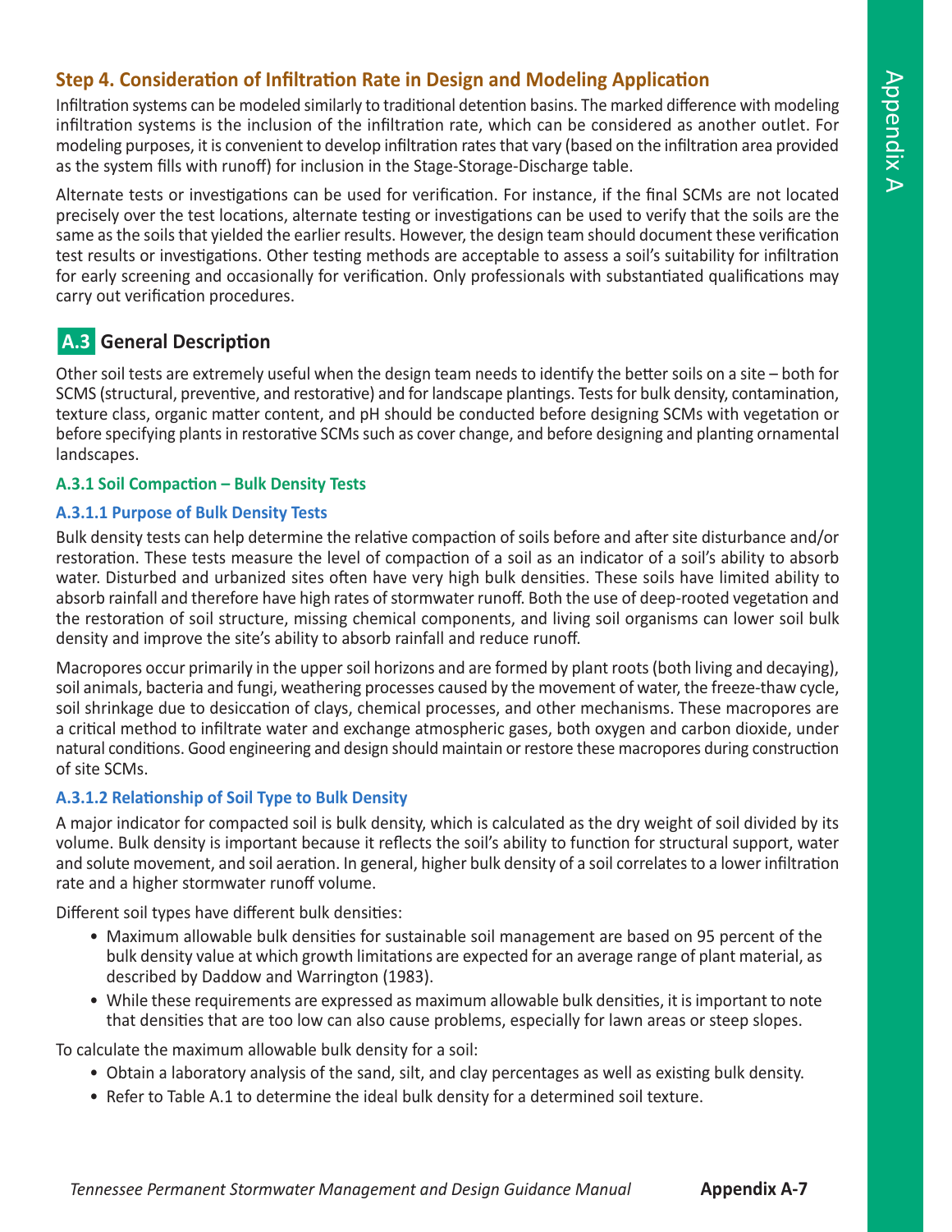### Step 4. Consideration of Infiltration Rate in Design and Modeling Application

Infiltration systems can be modeled similarly to traditional detention basins. The marked difference with modeling infiltration systems is the inclusion of the infiltration rate, which can be considered as another outlet. For modeling purposes, it is convenient to develop infiltration rates that vary (based on the infiltration area provided as the system fills with runoff) for inclusion in the Stage-Storage-Discharge table.

Alternate tests or investigations can be used for verification. For instance, if the final SCMs are not located precisely over the test locations, alternate testing or investigations can be used to verify that the soils are the same as the soils that yielded the earlier results. However, the design team should document these verification test results or investigations. Other testing methods are acceptable to assess a soil's suitability for infiltration for early screening and occasionally for verification. Only professionals with substantiated qualifications may carry out verification procedures.

## A.3 General Description

Other soil tests are extremely useful when the design team needs to identify the better soils on a site – both for SCMS (structural, preventive, and restorative) and for landscape plantings. Tests for bulk density, contamination, texture class, organic matter content, and pH should be conducted before designing SCMs with vegetation or before specifying plants in restorative SCMs such as cover change, and before designing and planting ornamental landscapes.

### A.3.1 Soil Compaction – Bulk Density Tests

#### A.3.1.1 Purpose of Bulk Density Tests

Bulk density tests can help determine the relative compaction of soils before and after site disturbance and/or restoration. These tests measure the level of compaction of a soil as an indicator of a soil's ability to absorb water. Disturbed and urbanized sites often have very high bulk densities. These soils have limited ability to absorb rainfall and therefore have high rates of stormwater runoff. Both the use of deep-rooted vegetation and the restoration of soil structure, missing chemical components, and living soil organisms can lower soil bulk density and improve the site's ability to absorb rainfall and reduce runoff.

Macropores occur primarily in the upper soil horizons and are formed by plant roots (both living and decaying), soil animals, bacteria and fungi, weathering processes caused by the movement of water, the freeze-thaw cycle, soil shrinkage due to desiccation of clays, chemical processes, and other mechanisms. These macropores are a critical method to infiltrate water and exchange atmospheric gases, both oxygen and carbon dioxide, under natural conditions. Good engineering and design should maintain or restore these macropores during construction of site SCMs.

#### A.3.1.2 Relationship of Soil Type to Bulk Density

A major indicator for compacted soil is bulk density, which is calculated as the dry weight of soil divided by its volume. Bulk density is important because it reflects the soil's ability to function for structural support, water and solute movement, and soil aeration. In general, higher bulk density of a soil correlates to a lower infiltration rate and a higher stormwater runoff volume.

Different soil types have different bulk densities:

- Maximum allowable bulk densities for sustainable soil management are based on 95 percent of the bulk density value at which growth limitations are expected for an average range of plant material, as described by Daddow and Warrington (1983).
- While these requirements are expressed as maximum allowable bulk densities, it is important to note that densities that are too low can also cause problems, especially for lawn areas or steep slopes.

To calculate the maximum allowable bulk density for a soil:

- Obtain a laboratory analysis of the sand, silt, and clay percentages as well as existing bulk density.
- Refer to Table A.1 to determine the ideal bulk density for a determined soil texture.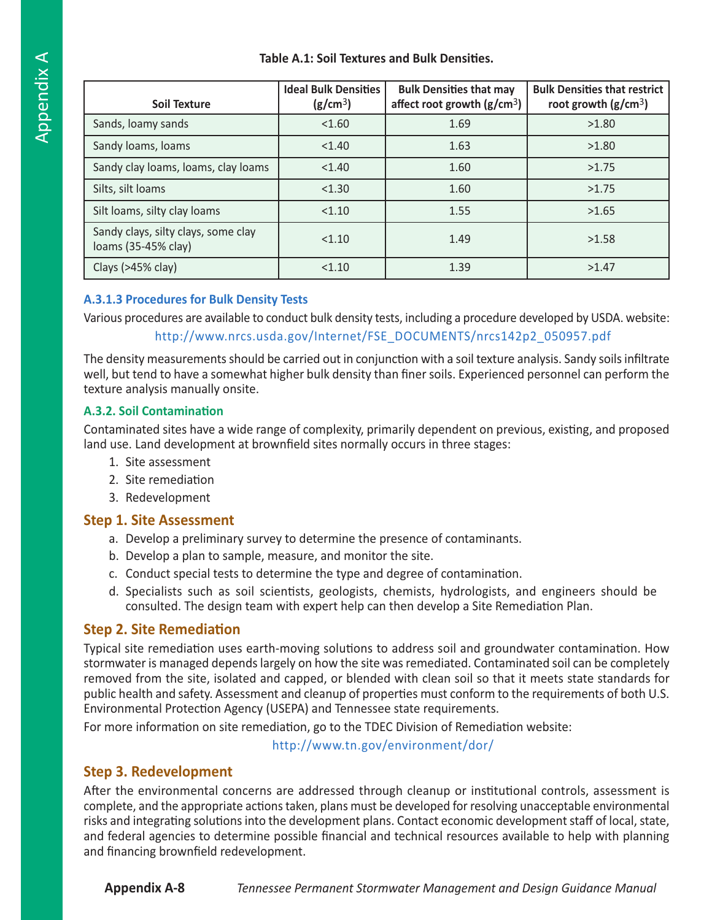**Table A.1: Soil Textures and Bulk Densities.**

| Soil Texture | Ideal Bulk Densities ($g/cm^3$) | Bulk Densities that may affect root growth ($g/cm^3$) | Bulk Densities that restrict root growth ($g/cm^3$) |
|---|---|---|---|
| Sands, loamy sands | <1.60 | 1.69 | >1.80 |
| Sandy loams, loams | <1.40 | 1.63 | >1.80 |
| Sandy clay loams, loams, clay loams | <1.40 | 1.60 | >1.75 |
| Silts, silt loams | <1.30 | 1.60 | >1.75 |
| Silt loams, silty clay loams | <1.10 | 1.55 | >1.65 |
| Sandy clays, silty clays, some clay loams (35-45% clay) | <1.10 | 1.49 | >1.58 |
| Clays (>45% clay) | <1.10 | 1.39 | >1.47 |

#### A.3.1.3 Procedures for Bulk Density Tests

Various procedures are available to conduct bulk density tests, including a procedure developed by USDA. website:

http://www.nrcs.usda.gov/Internet/FSE_DOCUMENTS/nrcs142p2_050957.pdf

The density measurements should be carried out in conjunction with a soil texture analysis. Sandy soils infiltrate well, but tend to have a somewhat higher bulk density than finer soils. Experienced personnel can perform the texture analysis manually onsite.

### A.3.2. Soil Contamination

Contaminated sites have a wide range of complexity, primarily dependent on previous, existing, and proposed land use. Land development at brownfield sites normally occurs in three stages:

1. Site assessment
2. Site remediation
3. Redevelopment

## Step 1. Site Assessment

a. Develop a preliminary survey to determine the presence of contaminants.
b. Develop a plan to sample, measure, and monitor the site.
c. Conduct special tests to determine the type and degree of contamination.
d. Specialists such as soil scientists, geologists, chemists, hydrologists, and engineers should be consulted. The design team with expert help can then develop a Site Remediation Plan.

## Step 2. Site Remediation

Typical site remediation uses earth-moving solutions to address soil and groundwater contamination. How stormwater is managed depends largely on how the site was remediated. Contaminated soil can be completely removed from the site, isolated and capped, or blended with clean soil so that it meets state standards for public health and safety. Assessment and cleanup of properties must conform to the requirements of both U.S. Environmental Protection Agency (USEPA) and Tennessee state requirements.

For more information on site remediation, go to the TDEC Division of Remediation website:

http://www.tn.gov/environment/dor/

## Step 3. Redevelopment

After the environmental concerns are addressed through cleanup or institutional controls, assessment is complete, and the appropriate actions taken, plans must be developed for resolving unacceptable environmental risks and integrating solutions into the development plans. Contact economic development staff of local, state, and federal agencies to determine possible financial and technical resources available to help with planning and financing brownfield redevelopment.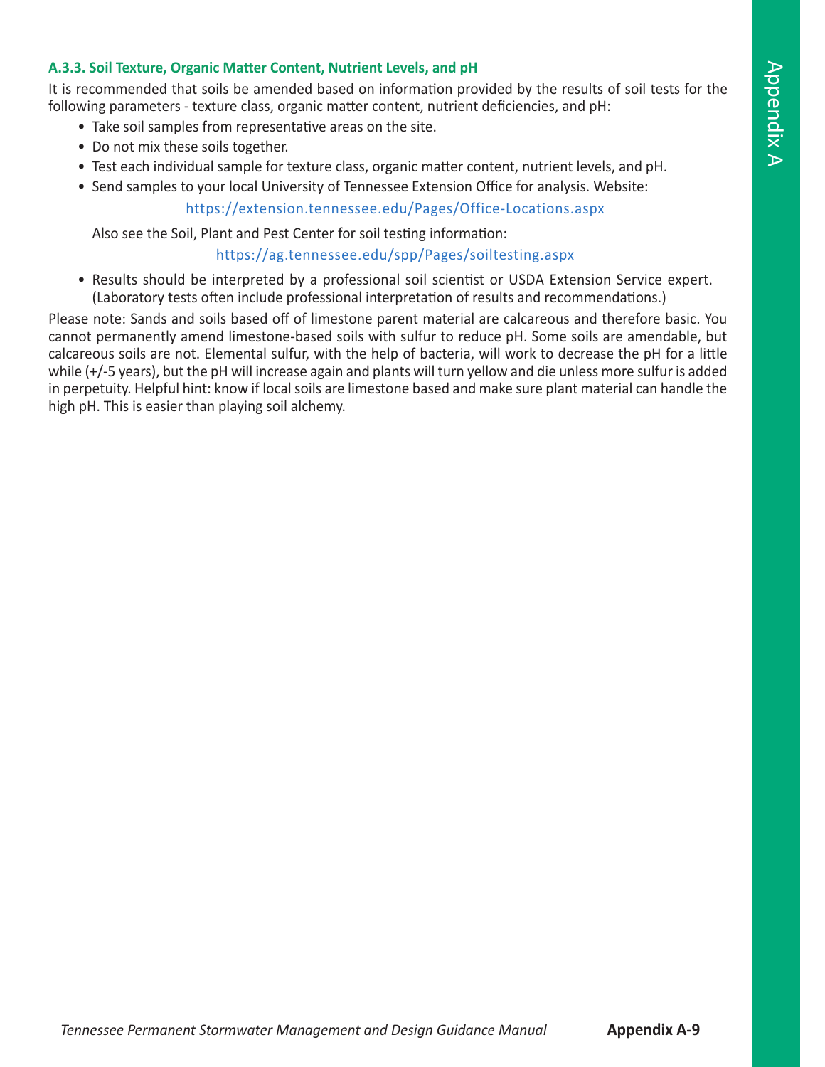### A.3.3. Soil Texture, Organic Matter Content, Nutrient Levels, and pH

It is recommended that soils be amended based on information provided by the results of soil tests for the following parameters - texture class, organic matter content, nutrient deficiencies, and pH:

- Take soil samples from representative areas on the site.
- Do not mix these soils together.
- Test each individual sample for texture class, organic matter content, nutrient levels, and pH.
- Send samples to your local University of Tennessee Extension Office for analysis. Website:

  https://extension.tennessee.edu/Pages/Office-Locations.aspx

  Also see the Soil, Plant and Pest Center for soil testing information:

  https://ag.tennessee.edu/spp/Pages/soiltesting.aspx

- Results should be interpreted by a professional soil scientist or USDA Extension Service expert. (Laboratory tests often include professional interpretation of results and recommendations.)

Please note: Sands and soils based off of limestone parent material are calcareous and therefore basic. You cannot permanently amend limestone-based soils with sulfur to reduce pH. Some soils are amendable, but calcareous soils are not. Elemental sulfur, with the help of bacteria, will work to decrease the pH for a little while (+/-5 years), but the pH will increase again and plants will turn yellow and die unless more sulfur is added in perpetuity. Helpful hint: know if local soils are limestone based and make sure plant material can handle the high pH. This is easier than playing soil alchemy.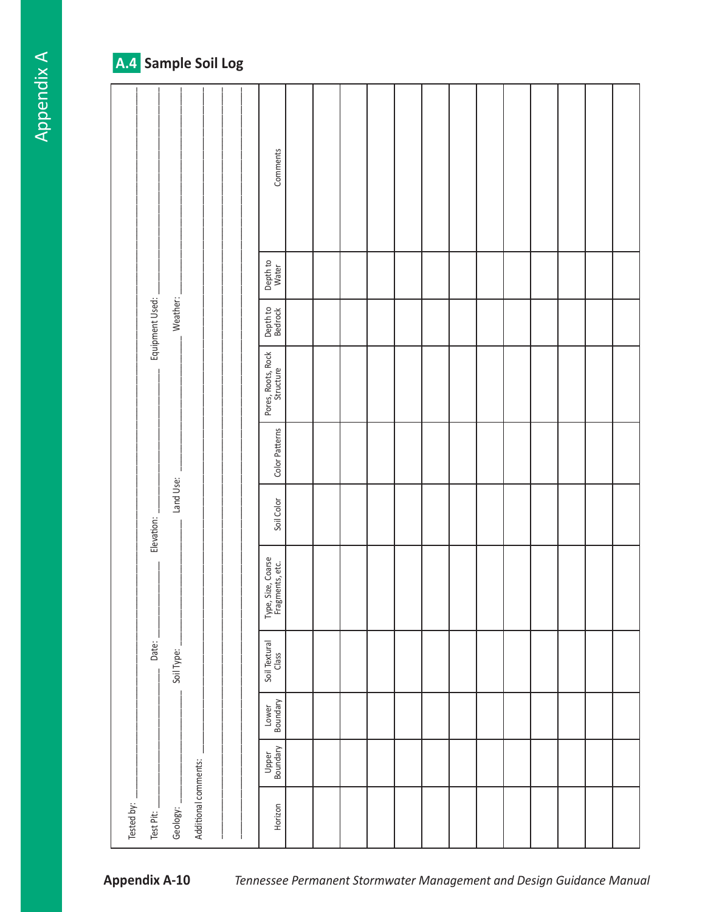## A.4 Sample Soil Log

Tested by: ______________________________

Test Pit: ______________ Date: ______________ Elevation: ______________ Equipment Used: ______________

Geology: ______________ Soil Type: ______________ Land Use: ______________ Weather: ______________

Additional comments: ______________________________

______________________________

______________________________

| Horizon | Upper Boundary | Lower Boundary | Soil Textural Class | Type, Size, Coarse Fragments, etc. | Soil Color | Color Patterns | Pores, Roots, Rock Structure | Depth to Bedrock | Depth to Water | Comments |
|---|---|---|---|---|---|---|---|---|---|---|
| | | | | | | | | | | |
| | | | | | | | | | | |
| | | | | | | | | | | |
| | | | | | | | | | | |
| | | | | | | | | | | |
| | | | | | | | | | | |
| | | | | | | | | | | |
| | | | | | | | | | | |
| | | | | | | | | | | |
| | | | | | | | | | | |
| | | | | | | | | | | |
| | | | | | | | | | | |
| | | | | | | | | | | |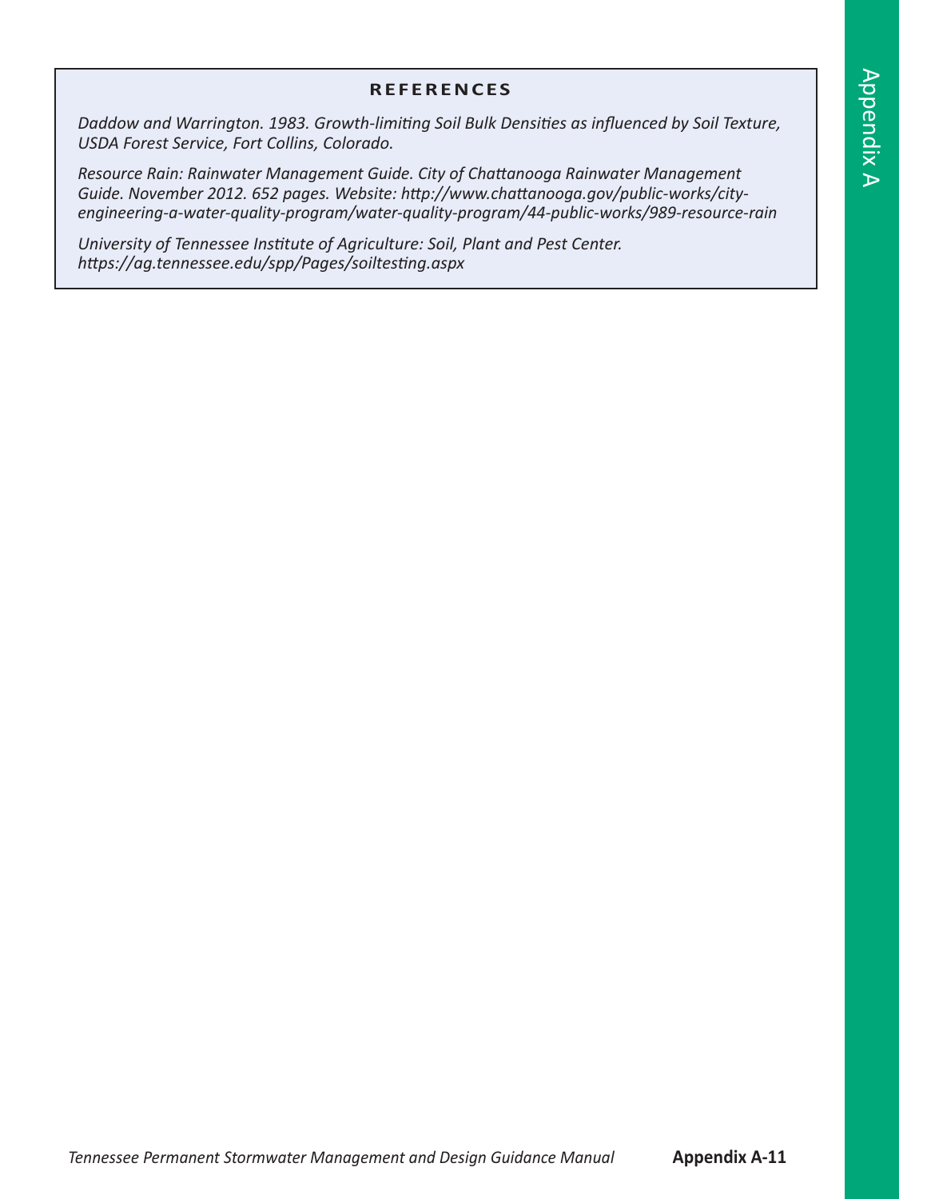## REFERENCES

*Daddow and Warrington. 1983. Growth-limiting Soil Bulk Densities as influenced by Soil Texture, USDA Forest Service, Fort Collins, Colorado.*

*Resource Rain: Rainwater Management Guide. City of Chattanooga Rainwater Management Guide. November 2012. 652 pages. Website: http://www.chattanooga.gov/public-works/city-engineering-a-water-quality-program/water-quality-program/44-public-works/989-resource-rain*

*University of Tennessee Institute of Agriculture: Soil, Plant and Pest Center. https://ag.tennessee.edu/spp/Pages/soiltesting.aspx*